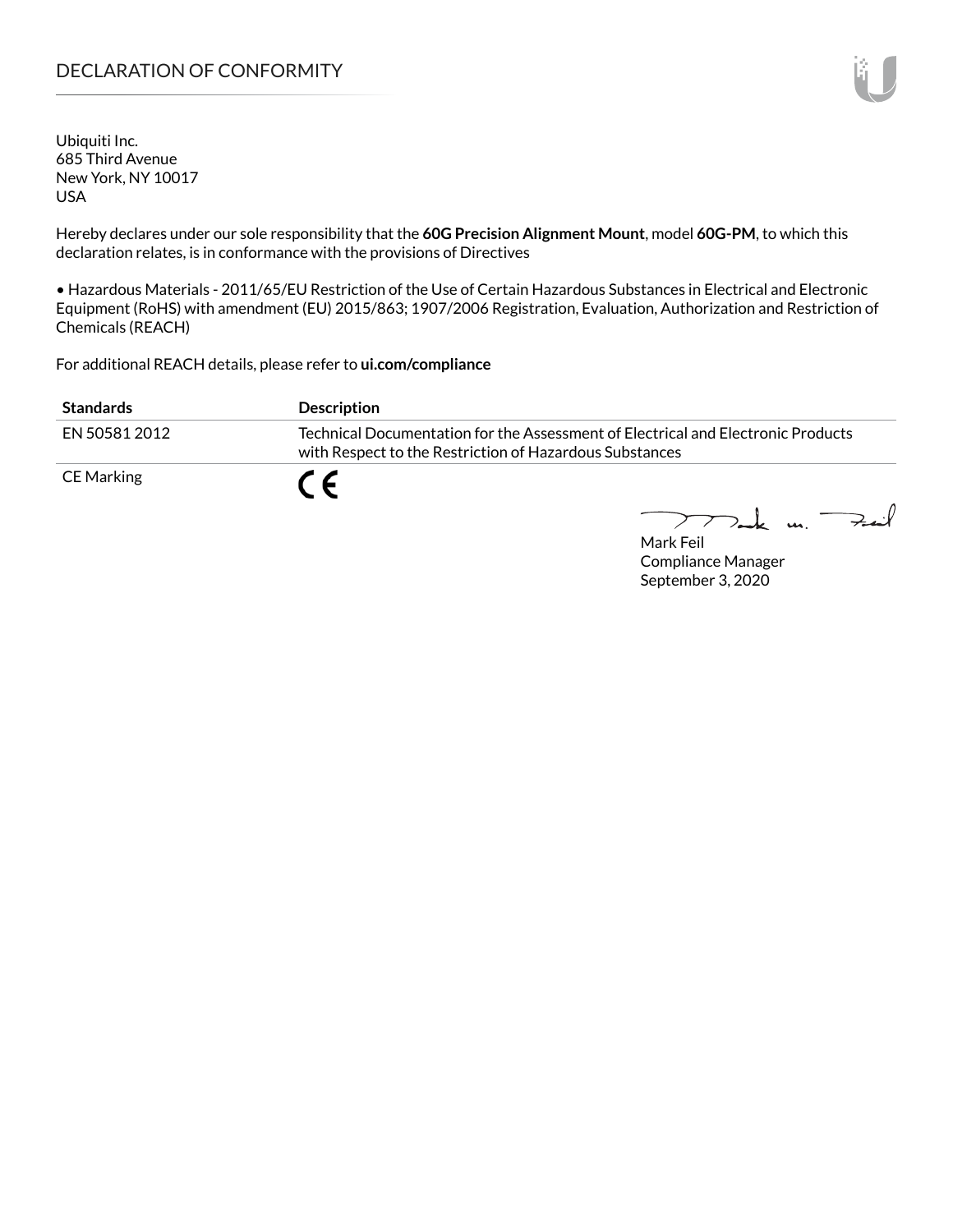# DECLARATION OF CONFORMITY

Ubiquiti Inc.
685 Third Avenue
New York, NY 10017
USA

Hereby declares under our sole responsibility that the **60G Precision Alignment Mount**, model **60G-PM**, to which this declaration relates, is in conformance with the provisions of Directives

• Hazardous Materials - 2011/65/EU Restriction of the Use of Certain Hazardous Substances in Electrical and Electronic Equipment (RoHS) with amendment (EU) 2015/863; 1907/2006 Registration, Evaluation, Authorization and Restriction of Chemicals (REACH)

For additional REACH details, please refer to **ui.com/compliance**

| Standards | Description |
| --- | --- |
| EN 50581 2012 | Technical Documentation for the Assessment of Electrical and Electronic Products with Respect to the Restriction of Hazardous Substances |
| CE Marking | CE |

Mark Feil
Compliance Manager
September 3, 2020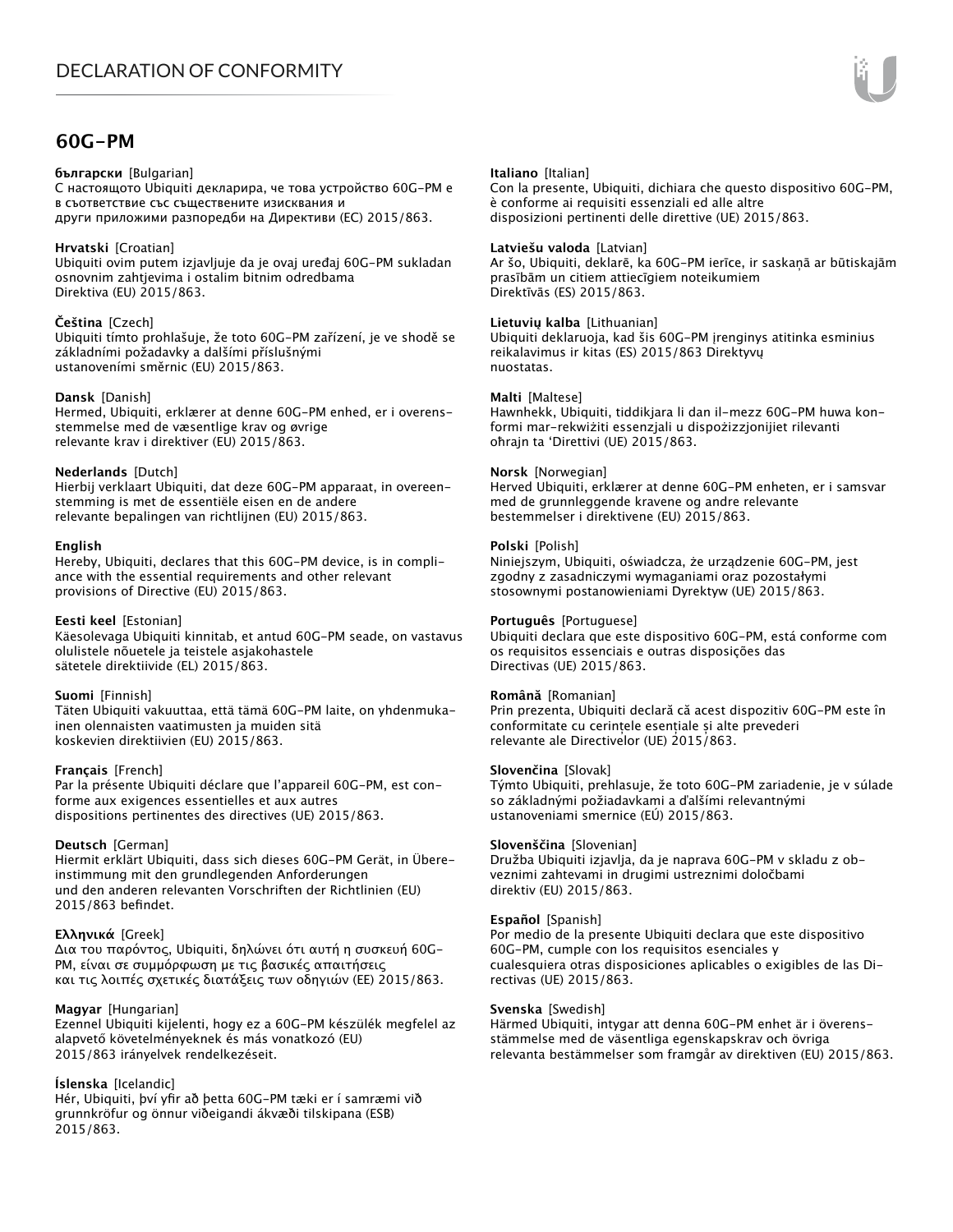# DECLARATION OF CONFORMITY

## 60G-PM

**български** [Bulgarian]
С настоящото Ubiquiti декларира, че това устройство 60G-PM е в съответствие със съществените изисквания и други приложими разпоредби на Директиви (ЕС) 2015/863.

**Hrvatski** [Croatian]
Ubiquiti ovim putem izjavljuje da je ovaj uređaj 60G-PM sukladan osnovnim zahtjevima i ostalim bitnim odredbama Direktiva (EU) 2015/863.

**Čeština** [Czech]
Ubiquiti tímto prohlašuje, že toto 60G-PM zařízení, je ve shodě se základními požadavky a dalšími příslušnými ustanoveními směrnic (EU) 2015/863.

**Dansk** [Danish]
Hermed, Ubiquiti, erklærer at denne 60G-PM enhed, er i overensstemmelse med de væsentlige krav og øvrige relevante krav i direktiver (EU) 2015/863.

**Nederlands** [Dutch]
Hierbij verklaart Ubiquiti, dat deze 60G-PM apparaat, in overeenstemming is met de essentiële eisen en de andere relevante bepalingen van richtlijnen (EU) 2015/863.

**English**
Hereby, Ubiquiti, declares that this 60G-PM device, is in compliance with the essential requirements and other relevant provisions of Directive (EU) 2015/863.

**Eesti keel** [Estonian]
Käesolevaga Ubiquiti kinnitab, et antud 60G-PM seade, on vastavus olulistele nõuetele ja teistele asjakohastele sätetele direktiivide (EL) 2015/863.

**Suomi** [Finnish]
Täten Ubiquiti vakuuttaa, että tämä 60G-PM laite, on yhdenmukainen olennaisten vaatimusten ja muiden sitä koskevien direktiivien (EU) 2015/863.

**Français** [French]
Par la présente Ubiquiti déclare que l'appareil 60G-PM, est conforme aux exigences essentielles et aux autres dispositions pertinentes des directives (UE) 2015/863.

**Deutsch** [German]
Hiermit erklärt Ubiquiti, dass sich dieses 60G-PM Gerät, in Übereinstimmung mit den grundlegenden Anforderungen und den anderen relevanten Vorschriften der Richtlinien (EU) 2015/863 befindet.

**Ελληνικά** [Greek]
Δια του παρόντος, Ubiquiti, δηλώνει ότι αυτή η συσκευή 60G-PM, είναι σε συμμόρφωση με τις βασικές απαιτήσεις και τις λοιπές σχετικές διατάξεις των οδηγιών (ΕΕ) 2015/863.

**Magyar** [Hungarian]
Ezennel Ubiquiti kijelenti, hogy ez a 60G-PM készülék megfelel az alapvető követelményeknek és más vonatkozó (EU) 2015/863 irányelvek rendelkezéseit.

**Íslenska** [Icelandic]
Hér, Ubiquiti, því yfir að þetta 60G-PM tæki er í samræmi við grunnkröfur og önnur viðeigandi ákvæði tilskipana (ESB) 2015/863.

**Italiano** [Italian]
Con la presente, Ubiquiti, dichiara che questo dispositivo 60G-PM, è conforme ai requisiti essenziali ed alle altre disposizioni pertinenti delle direttive (UE) 2015/863.

**Latviešu valoda** [Latvian]
Ar šo, Ubiquiti, deklarē, ka 60G-PM ierīce, ir saskaņā ar būtiskajām prasībām un citiem attiecīgiem noteikumiem Direktīvās (ES) 2015/863.

**Lietuvių kalba** [Lithuanian]
Ubiquiti deklaruoja, kad šis 60G-PM įrenginys atitinka esminius reikalavimus ir kitas (ES) 2015/863 Direktyvų nuostatas.

**Malti** [Maltese]
Hawnhekk, Ubiquiti, tiddikjara li dan il-mezz 60G-PM huwa konformi mar-rekwiżiti essenzjali u dispożizzjonijiet rilevanti oħrajn ta 'Direttivi (UE) 2015/863.

**Norsk** [Norwegian]
Herved Ubiquiti, erklærer at denne 60G-PM enheten, er i samsvar med de grunnleggende kravene og andre relevante bestemmelser i direktivene (EU) 2015/863.

**Polski** [Polish]
Niniejszym, Ubiquiti, oświadcza, że urządzenie 60G-PM, jest zgodny z zasadniczymi wymaganiami oraz pozostałymi stosownymi postanowieniami Dyrektyw (UE) 2015/863.

**Português** [Portuguese]
Ubiquiti declara que este dispositivo 60G-PM, está conforme com os requisitos essenciais e outras disposições das Directivas (UE) 2015/863.

**Română** [Romanian]
Prin prezenta, Ubiquiti declară că acest dispozitiv 60G-PM este în conformitate cu cerințele esențiale și alte prevederi relevante ale Directivelor (UE) 2015/863.

**Slovenčina** [Slovak]
Týmto Ubiquiti, prehlasuje, že toto 60G-PM zariadenie, je v súlade so základnými požiadavkami a ďalšími relevantnými ustanoveniami smernice (EÚ) 2015/863.

**Slovenščina** [Slovenian]
Družba Ubiquiti izjavlja, da je naprava 60G-PM v skladu z obveznimi zahtevami in drugimi ustreznimi določbami direktiv (EU) 2015/863.

**Español** [Spanish]
Por medio de la presente Ubiquiti declara que este dispositivo 60G-PM, cumple con los requisitos esenciales y cualesquiera otras disposiciones aplicables o exigibles de las Directivas (UE) 2015/863.

**Svenska** [Swedish]
Härmed Ubiquiti, intygar att denna 60G-PM enhet är i överensstämmelse med de väsentliga egenskapskrav och övriga relevanta bestämmelser som framgår av direktiven (EU) 2015/863.